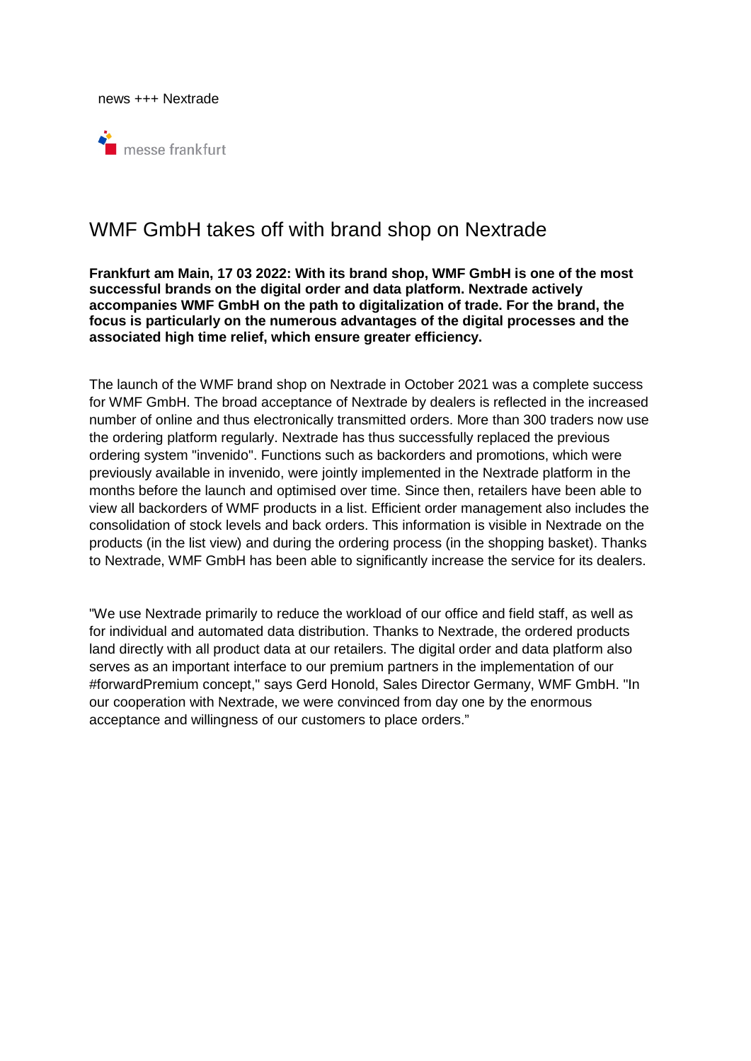news +++ Nextrade

messe frankfurt

# WMF GmbH takes off with brand shop on Nextrade

**Frankfurt am Main, 17 03 2022: With its brand shop, WMF GmbH is one of the most successful brands on the digital order and data platform. Nextrade actively accompanies WMF GmbH on the path to digitalization of trade. For the brand, the focus is particularly on the numerous advantages of the digital processes and the associated high time relief, which ensure greater efficiency.**

The launch of the WMF brand shop on Nextrade in October 2021 was a complete success for WMF GmbH. The broad acceptance of Nextrade by dealers is reflected in the increased number of online and thus electronically transmitted orders. More than 300 traders now use the ordering platform regularly. Nextrade has thus successfully replaced the previous ordering system "invenido". Functions such as backorders and promotions, which were previously available in invenido, were jointly implemented in the Nextrade platform in the months before the launch and optimised over time. Since then, retailers have been able to view all backorders of WMF products in a list. Efficient order management also includes the consolidation of stock levels and back orders. This information is visible in Nextrade on the products (in the list view) and during the ordering process (in the shopping basket). Thanks to Nextrade, WMF GmbH has been able to significantly increase the service for its dealers.

"We use Nextrade primarily to reduce the workload of our office and field staff, as well as for individual and automated data distribution. Thanks to Nextrade, the ordered products land directly with all product data at our retailers. The digital order and data platform also serves as an important interface to our premium partners in the implementation of our #forwardPremium concept," says Gerd Honold, Sales Director Germany, WMF GmbH. "In our cooperation with Nextrade, we were convinced from day one by the enormous acceptance and willingness of our customers to place orders."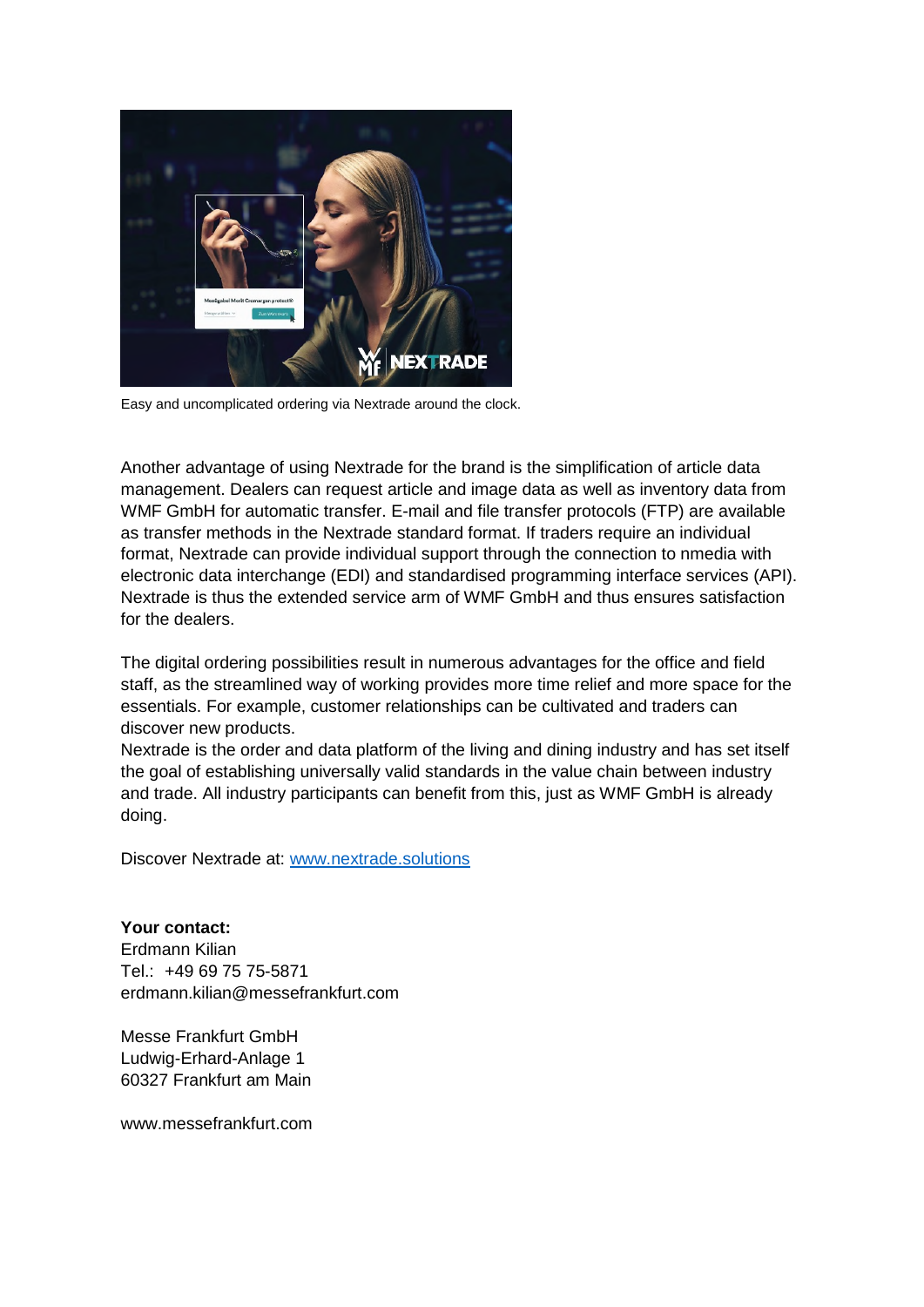Easy and uncomplicated ordering via Nextrade around the clock.

Another advantage of using Nextrade for the brand is the simplification of article data management. Dealers can request article and image data as well as inventory data from WMF GmbH for automatic transfer. E-mail and file transfer protocols (FTP) are available as transfer methods in the Nextrade standard format. If traders require an individual format, Nextrade can provide individual support through the connection to nmedia with electronic data interchange (EDI) and standardised programming interface services (API). Nextrade is thus the extended service arm of WMF GmbH and thus ensures satisfaction for the dealers.

The digital ordering possibilities result in numerous advantages for the office and field staff, as the streamlined way of working provides more time relief and more space for the essentials. For example, customer relationships can be cultivated and traders can discover new products.
Nextrade is the order and data platform of the living and dining industry and has set itself the goal of establishing universally valid standards in the value chain between industry and trade. All industry participants can benefit from this, just as WMF GmbH is already doing.

Discover Nextrade at: [www.nextrade.solutions](www.nextrade.solutions)

**Your contact:**
Erdmann Kilian
Tel.: +49 69 75 75-5871
erdmann.kilian@messefrankfurt.com

Messe Frankfurt GmbH
Ludwig-Erhard-Anlage 1
60327 Frankfurt am Main

www.messefrankfurt.com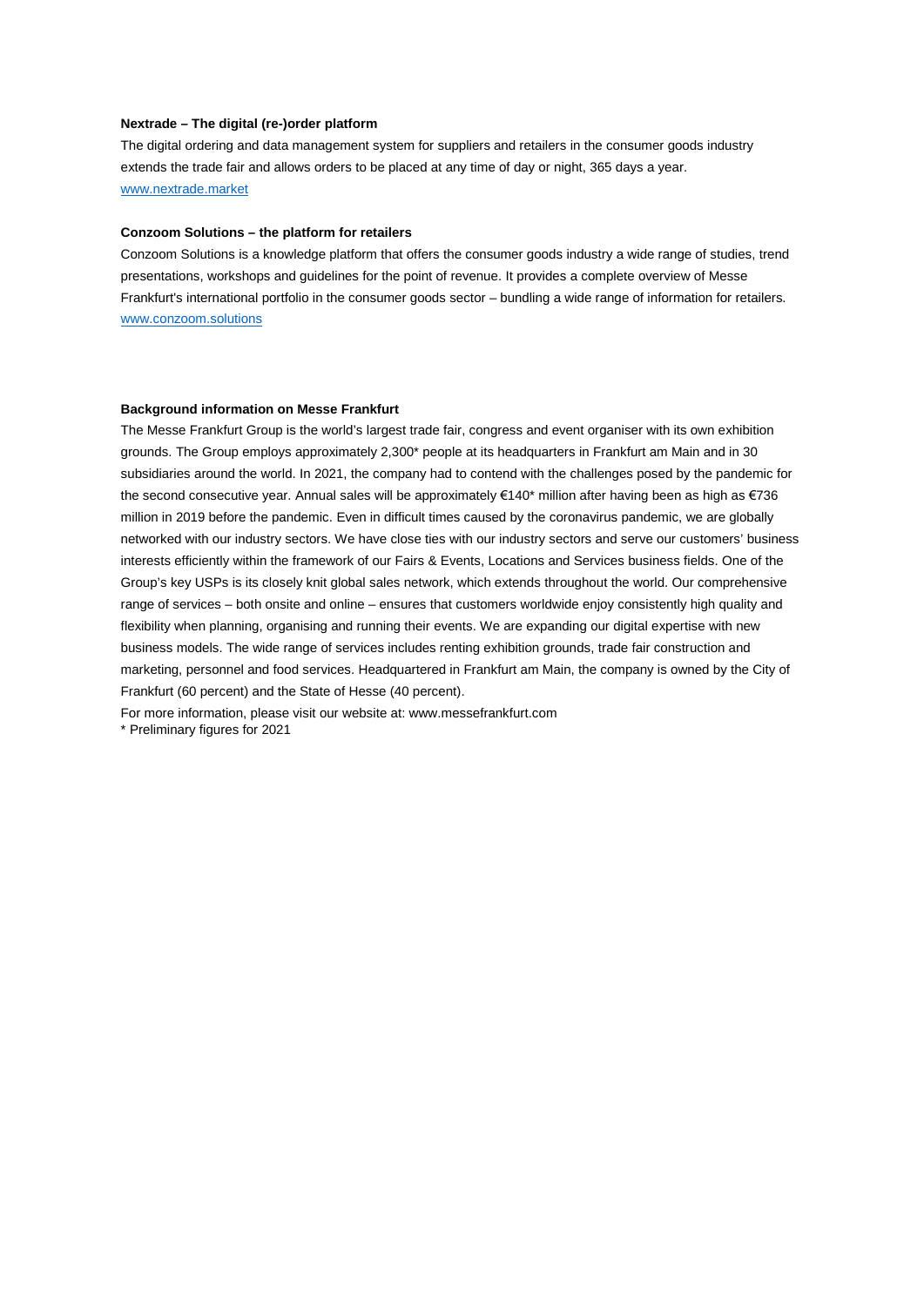**Nextrade – The digital (re-)order platform**

The digital ordering and data management system for suppliers and retailers in the consumer goods industry extends the trade fair and allows orders to be placed at any time of day or night, 365 days a year.
[www.nextrade.market](www.nextrade.market)

**Conzoom Solutions – the platform for retailers**

Conzoom Solutions is a knowledge platform that offers the consumer goods industry a wide range of studies, trend presentations, workshops and guidelines for the point of revenue. It provides a complete overview of Messe Frankfurt's international portfolio in the consumer goods sector – bundling a wide range of information for retailers.
[www.conzoom.solutions](www.conzoom.solutions)

**Background information on Messe Frankfurt**

The Messe Frankfurt Group is the world's largest trade fair, congress and event organiser with its own exhibition grounds. The Group employs approximately 2,300* people at its headquarters in Frankfurt am Main and in 30 subsidiaries around the world. In 2021, the company had to contend with the challenges posed by the pandemic for the second consecutive year. Annual sales will be approximately €140* million after having been as high as €736 million in 2019 before the pandemic. Even in difficult times caused by the coronavirus pandemic, we are globally networked with our industry sectors. We have close ties with our industry sectors and serve our customers' business interests efficiently within the framework of our Fairs & Events, Locations and Services business fields. One of the Group's key USPs is its closely knit global sales network, which extends throughout the world. Our comprehensive range of services – both onsite and online – ensures that customers worldwide enjoy consistently high quality and flexibility when planning, organising and running their events. We are expanding our digital expertise with new business models. The wide range of services includes renting exhibition grounds, trade fair construction and marketing, personnel and food services. Headquartered in Frankfurt am Main, the company is owned by the City of Frankfurt (60 percent) and the State of Hesse (40 percent).

For more information, please visit our website at: www.messefrankfurt.com
\* Preliminary figures for 2021